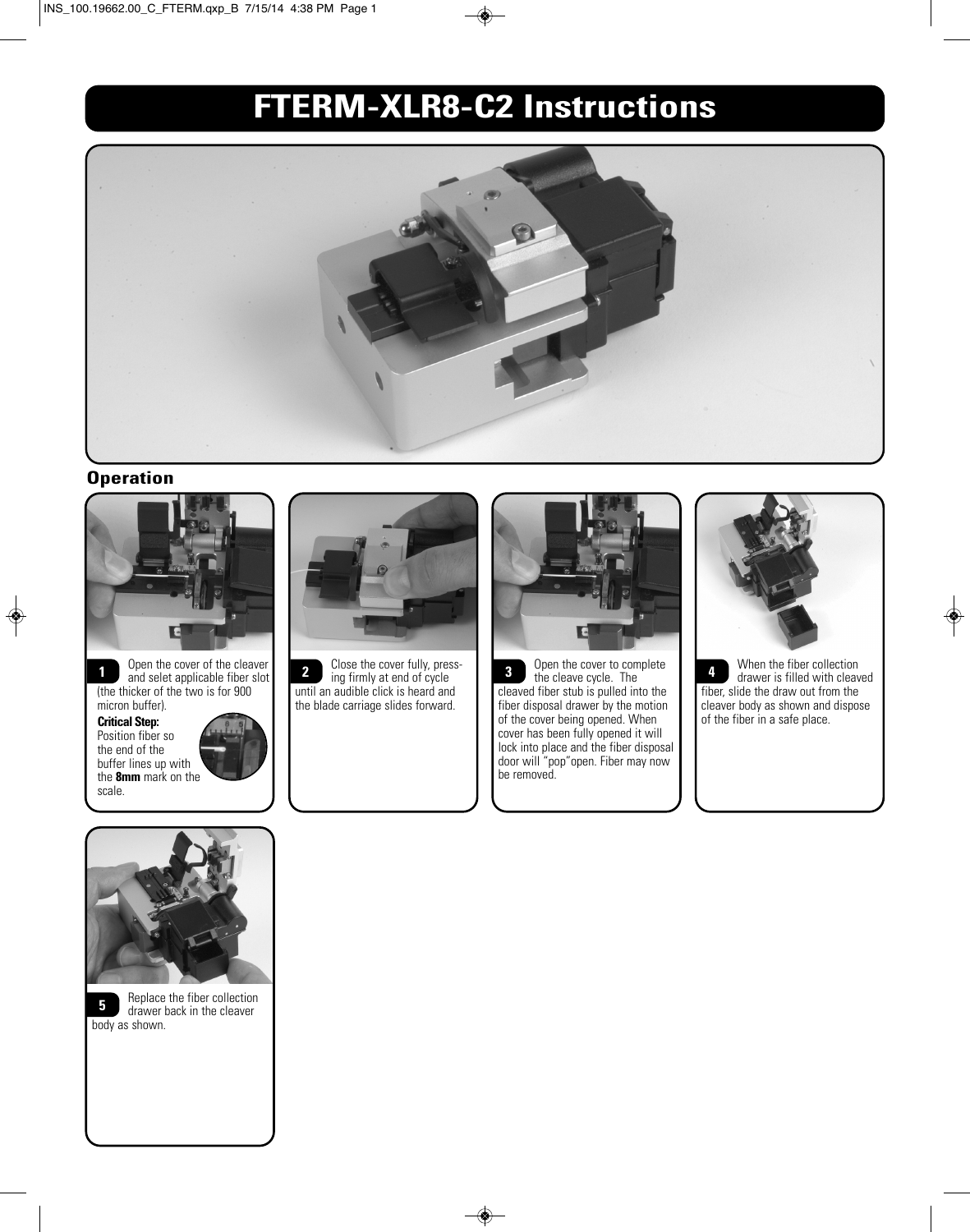# FTERM-XLR8-C2 Instructions

## Operation

**1** Open the cover of the cleaver and selet applicable fiber slot (the thicker of the two is for 900 micron buffer).

**Critical Step:**
Position fiber so the end of the buffer lines up with the **8mm** mark on the scale.

**2** Close the cover fully, pressing firmly at end of cycle until an audible click is heard and the blade carriage slides forward.

**3** Open the cover to complete the cleave cycle. The cleaved fiber stub is pulled into the fiber disposal drawer by the motion of the cover being opened. When cover has been fully opened it will lock into place and the fiber disposal door will "pop"open. Fiber may now be removed.

**4** When the fiber collection drawer is filled with cleaved fiber, slide the draw out from the cleaver body as shown and dispose of the fiber in a safe place.

**5** Replace the fiber collection drawer back in the cleaver body as shown.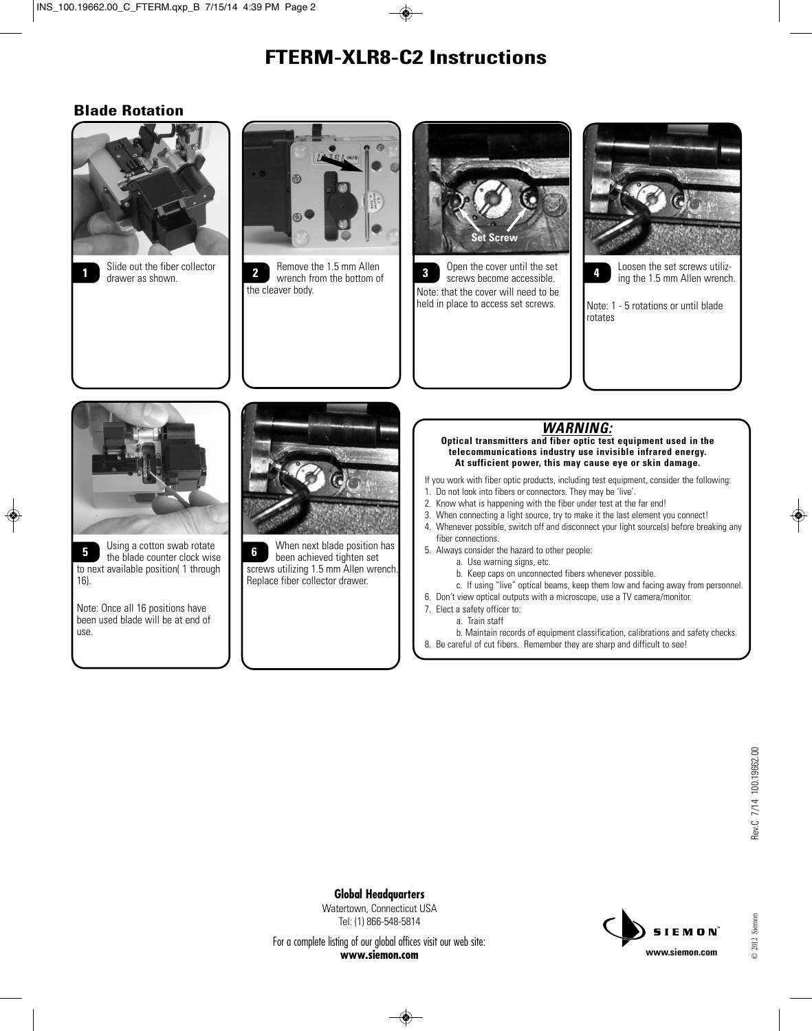# FTERM-XLR8-C2 Instructions

## Blade Rotation

Set Screw

**1** Slide out the fiber collector drawer as shown.

**2** Remove the 1.5 mm Allen wrench from the bottom of the cleaver body.

**3** Open the cover until the set screws become accessible.

Note: that the cover will need to be held in place to access set screws.

**4** Loosen the set screws utilizing the 1.5 mm Allen wrench.

Note: 1 - 5 rotations or until blade rotates

**5** Using a cotton swab rotate the blade counter clock wise to next available position( 1 through 16).

Note: Once all 16 positions have been used blade will be at end of use.

**6** When next blade position has been achieved tighten set screws utilizing 1.5 mm Allen wrench. Replace fiber collector drawer.

### *WARNING:*

**Optical transmitters and fiber optic test equipment used in the telecommunications industry use invisible infrared energy. At sufficient power, this may cause eye or skin damage.**

If you work with fiber optic products, including test equipment, consider the following:

1. Do not look into fibers or connectors. They may be 'live'.
2. Know what is happening with the fiber under test at the far end!
3. When connecting a light source, try to make it the last element you connect!
4. Whenever possible, switch off and disconnect your light source(s) before breaking any fiber connections.
5. Always consider the hazard to other people:
   a. Use warning signs, etc.
   b. Keep caps on unconnected fibers whenever possible.
   c. If using "live" optical beams, keep them low and facing away from personnel.
6. Don't view optical outputs with a microscope, use a TV camera/monitor.
7. Elect a safety officer to:
   a. Train staff
   b. Maintain records of equipment classification, calibrations and safety checks.
8. Be careful of cut fibers. Remember they are sharp and difficult to see!

Rev.C 7/14 100.19662.00

**Global Headquarters**

Watertown, Connecticut USA

Tel: (1) 866-548-5814

For a complete listing of our global offices visit our web site:
**www.siemon.com**

SIEMON™

**www.siemon.com**

© 2012 Siemon